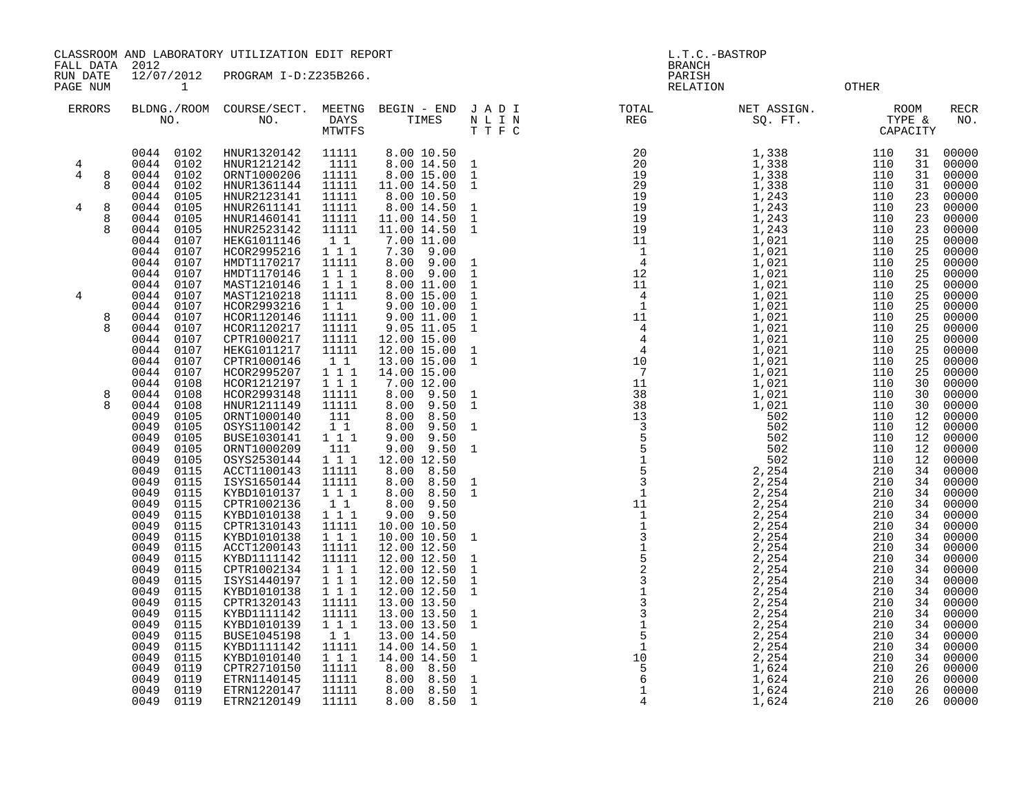CLASSROOM AND LABORATORY UTILIZATION EDIT REPORT
FALL DATA 2012
RUN DATE 12/07/2012 PROGRAM I-D:Z235B266.
PAGE NUM 1

L.T.C.-BASTROP
BRANCH
PARISH
RELATION OTHER

| ERRORS | | BLDNG./ROOM NO. | | COURSE/SECT. NO. | MEETNG DAYS MTWTFS | BEGIN - END TIMES | | J A D I N L I N T T F C | TOTAL REG | NET ASSIGN. SQ. FT. | ROOM TYPE & CAPACITY | | RECR NO. |
|---|---|---|---|---|---|---|---|---|---|---|---|---|---|
| | | 0044 | 0102 | HNUR1320142 | 11111 | 8.00 | 10.50 | | 20 | 1,338 | 110 | 31 | 00000 |
| 4 | | 0044 | 0102 | HNUR1212142 | 1111 | 8.00 | 14.50 | 1 | 20 | 1,338 | 110 | 31 | 00000 |
| 4 | 8 | 0044 | 0102 | ORNT1000206 | 11111 | 8.00 | 15.00 | 1 | 19 | 1,338 | 110 | 31 | 00000 |
| | 8 | 0044 | 0102 | HNUR1361144 | 11111 | 11.00 | 14.50 | 1 | 29 | 1,338 | 110 | 31 | 00000 |
| | | 0044 | 0105 | HNUR2123141 | 11111 | 8.00 | 10.50 | | 19 | 1,243 | 110 | 23 | 00000 |
| 4 | 8 | 0044 | 0105 | HNUR2611141 | 11111 | 8.00 | 14.50 | 1 | 19 | 1,243 | 110 | 23 | 00000 |
| | 8 | 0044 | 0105 | HNUR1460141 | 11111 | 11.00 | 14.50 | 1 | 19 | 1,243 | 110 | 23 | 00000 |
| | 8 | 0044 | 0105 | HNUR2523142 | 11111 | 11.00 | 14.50 | 1 | 19 | 1,243 | 110 | 23 | 00000 |
| | | 0044 | 0107 | HEKG1011146 | 1 1 | 7.00 | 11.00 | | 11 | 1,021 | 110 | 25 | 00000 |
| | | 0044 | 0107 | HCOR2995216 | 1 1 1 | 7.30 | 9.00 | | 1 | 1,021 | 110 | 25 | 00000 |
| | | 0044 | 0107 | HMDT1170217 | 11111 | 8.00 | 9.00 | 1 | 4 | 1,021 | 110 | 25 | 00000 |
| | | 0044 | 0107 | HMDT1170146 | 1 1 1 | 8.00 | 9.00 | 1 | 12 | 1,021 | 110 | 25 | 00000 |
| | | 0044 | 0107 | MAST1210146 | 1 1 1 | 8.00 | 11.00 | 1 | 11 | 1,021 | 110 | 25 | 00000 |
| 4 | | 0044 | 0107 | MAST1210218 | 11111 | 8.00 | 15.00 | 1 | 4 | 1,021 | 110 | 25 | 00000 |
| | | 0044 | 0107 | HCOR2993216 | 1 1 | 9.00 | 10.00 | 1 | 1 | 1,021 | 110 | 25 | 00000 |
| | 8 | 0044 | 0107 | HCOR1120146 | 11111 | 9.00 | 11.00 | 1 | 11 | 1,021 | 110 | 25 | 00000 |
| | 8 | 0044 | 0107 | HCOR1120217 | 11111 | 9.05 | 11.05 | 1 | 4 | 1,021 | 110 | 25 | 00000 |
| | | 0044 | 0107 | CPTR1000217 | 11111 | 12.00 | 15.00 | | 4 | 1,021 | 110 | 25 | 00000 |
| | | 0044 | 0107 | HEKG1011217 | 11111 | 12.00 | 15.00 | 1 | 4 | 1,021 | 110 | 25 | 00000 |
| | | 0044 | 0107 | CPTR1000146 | 1 1 | 13.00 | 15.00 | 1 | 10 | 1,021 | 110 | 25 | 00000 |
| | | 0044 | 0107 | HCOR2995207 | 1 1 1 | 14.00 | 15.00 | | 7 | 1,021 | 110 | 25 | 00000 |
| | | 0044 | 0108 | HCOR1212197 | 1 1 1 | 7.00 | 12.00 | | 11 | 1,021 | 110 | 30 | 00000 |
| | 8 | 0044 | 0108 | HCOR2993148 | 11111 | 8.00 | 9.50 | 1 | 38 | 1,021 | 110 | 30 | 00000 |
| | 8 | 0044 | 0108 | HNUR1211149 | 11111 | 8.00 | 9.50 | 1 | 38 | 1,021 | 110 | 30 | 00000 |
| | | 0049 | 0105 | ORNT1000140 | 111 | 8.00 | 8.50 | | 13 | 502 | 110 | 12 | 00000 |
| | | 0049 | 0105 | OSYS1100142 | 1 1 | 8.00 | 9.50 | 1 | 3 | 502 | 110 | 12 | 00000 |
| | | 0049 | 0105 | BUSE1030141 | 1 1 1 | 9.00 | 9.50 | | 5 | 502 | 110 | 12 | 00000 |
| | | 0049 | 0105 | ORNT1000209 | 111 | 9.00 | 9.50 | 1 | 5 | 502 | 110 | 12 | 00000 |
| | | 0049 | 0105 | OSYS2530144 | 1 1 1 | 12.00 | 12.50 | | 1 | 502 | 110 | 12 | 00000 |
| | | 0049 | 0115 | ACCT1100143 | 11111 | 8.00 | 8.50 | | 5 | 2,254 | 210 | 34 | 00000 |
| | | 0049 | 0115 | ISYS1650144 | 11111 | 8.00 | 8.50 | 1 | 3 | 2,254 | 210 | 34 | 00000 |
| | | 0049 | 0115 | KYBD1010137 | 1 1 1 | 8.00 | 8.50 | 1 | 1 | 2,254 | 210 | 34 | 00000 |
| | | 0049 | 0115 | CPTR1002136 | 1 1 | 8.00 | 9.50 | | 11 | 2,254 | 210 | 34 | 00000 |
| | | 0049 | 0115 | KYBD1010138 | 1 1 1 | 9.00 | 9.50 | | 1 | 2,254 | 210 | 34 | 00000 |
| | | 0049 | 0115 | CPTR1310143 | 11111 | 10.00 | 10.50 | | 1 | 2,254 | 210 | 34 | 00000 |
| | | 0049 | 0115 | KYBD1010138 | 1 1 1 | 10.00 | 10.50 | 1 | 3 | 2,254 | 210 | 34 | 00000 |
| | | 0049 | 0115 | ACCT1200143 | 11111 | 12.00 | 12.50 | | 1 | 2,254 | 210 | 34 | 00000 |
| | | 0049 | 0115 | KYBD1111142 | 11111 | 12.00 | 12.50 | 1 | 5 | 2,254 | 210 | 34 | 00000 |
| | | 0049 | 0115 | CPTR1002134 | 1 1 1 | 12.00 | 12.50 | 1 | 2 | 2,254 | 210 | 34 | 00000 |
| | | 0049 | 0115 | ISYS1440197 | 1 1 1 | 12.00 | 12.50 | 1 | 3 | 2,254 | 210 | 34 | 00000 |
| | | 0049 | 0115 | KYBD1010138 | 1 1 1 | 12.00 | 12.50 | 1 | 1 | 2,254 | 210 | 34 | 00000 |
| | | 0049 | 0115 | CPTR1320143 | 11111 | 13.00 | 13.50 | | 3 | 2,254 | 210 | 34 | 00000 |
| | | 0049 | 0115 | KYBD1111142 | 11111 | 13.00 | 13.50 | 1 | 3 | 2,254 | 210 | 34 | 00000 |
| | | 0049 | 0115 | KYBD1010139 | 1 1 1 | 13.00 | 13.50 | 1 | 1 | 2,254 | 210 | 34 | 00000 |
| | | 0049 | 0115 | BUSE1045198 | 1 1 | 13.00 | 14.50 | | 5 | 2,254 | 210 | 34 | 00000 |
| | | 0049 | 0115 | KYBD1111142 | 11111 | 14.00 | 14.50 | 1 | 1 | 2,254 | 210 | 34 | 00000 |
| | | 0049 | 0115 | KYBD1010140 | 1 1 1 | 14.00 | 14.50 | 1 | 10 | 2,254 | 210 | 34 | 00000 |
| | | 0049 | 0119 | CPTR2710150 | 11111 | 8.00 | 8.50 | | 5 | 1,624 | 210 | 26 | 00000 |
| | | 0049 | 0119 | ETRN1140145 | 11111 | 8.00 | 8.50 | 1 | 6 | 1,624 | 210 | 26 | 00000 |
| | | 0049 | 0119 | ETRN1220147 | 11111 | 8.00 | 8.50 | 1 | 1 | 1,624 | 210 | 26 | 00000 |
| | | 0049 | 0119 | ETRN2120149 | 11111 | 8.00 | 8.50 | 1 | 4 | 1,624 | 210 | 26 | 00000 |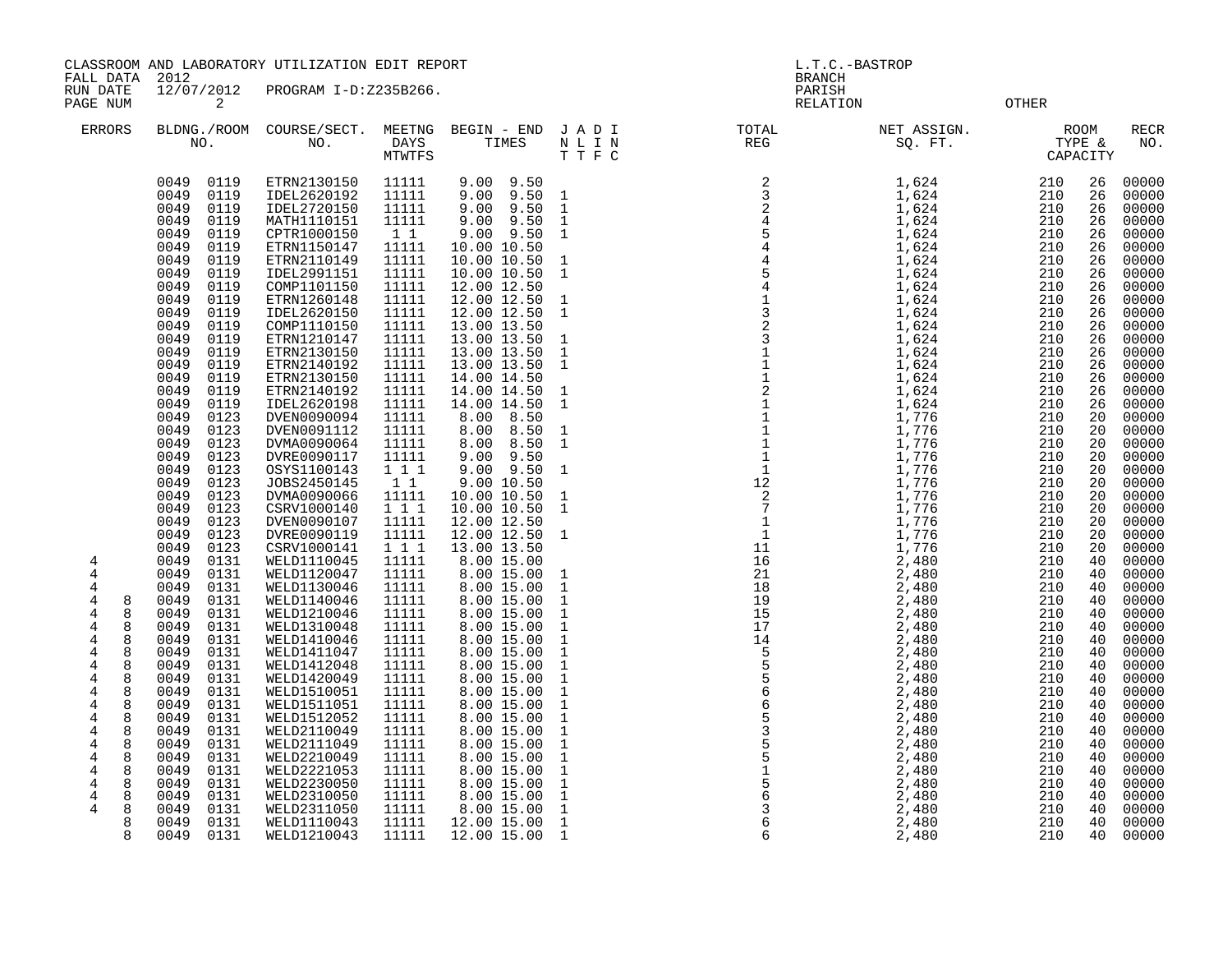CLASSROOM AND LABORATORY UTILIZATION EDIT REPORT
FALL DATA 2012
RUN DATE 12/07/2012 PROGRAM I-D:Z235B266.
PAGE NUM 2

L.T.C.-BASTROP
BRANCH
PARISH
RELATION OTHER

| ERRORS | | BLDNG./ROOM NO. | | COURSE/SECT. NO. | MEETNG DAYS MTWTFS | BEGIN - END TIMES | | J A D I N L I N T T F C | TOTAL REG | NET ASSIGN. SQ. FT. | ROOM TYPE & CAPACITY | | RECR NO. |
|---|---|---|---|---|---|---|---|---|---|---|---|---|---|
| | | 0049 | 0119 | ETRN2130150 | 11111 | 9.00 | 9.50 | | 2 | 1,624 | 210 | 26 | 00000 |
| | | 0049 | 0119 | IDEL2620192 | 11111 | 9.00 | 9.50 | 1 | 3 | 1,624 | 210 | 26 | 00000 |
| | | 0049 | 0119 | IDEL2720150 | 11111 | 9.00 | 9.50 | 1 | 2 | 1,624 | 210 | 26 | 00000 |
| | | 0049 | 0119 | MATH1110151 | 11111 | 9.00 | 9.50 | 1 | 4 | 1,624 | 210 | 26 | 00000 |
| | | 0049 | 0119 | CPTR1000150 | 1 1 | 9.00 | 9.50 | 1 | 5 | 1,624 | 210 | 26 | 00000 |
| | | 0049 | 0119 | ETRN1150147 | 11111 | 10.00 | 10.50 | | 4 | 1,624 | 210 | 26 | 00000 |
| | | 0049 | 0119 | ETRN2110149 | 11111 | 10.00 | 10.50 | 1 | 4 | 1,624 | 210 | 26 | 00000 |
| | | 0049 | 0119 | IDEL2991151 | 11111 | 10.00 | 10.50 | 1 | 5 | 1,624 | 210 | 26 | 00000 |
| | | 0049 | 0119 | COMP1101150 | 11111 | 12.00 | 12.50 | | 4 | 1,624 | 210 | 26 | 00000 |
| | | 0049 | 0119 | ETRN1260148 | 11111 | 12.00 | 12.50 | 1 | 1 | 1,624 | 210 | 26 | 00000 |
| | | 0049 | 0119 | IDEL2620150 | 11111 | 12.00 | 12.50 | 1 | 3 | 1,624 | 210 | 26 | 00000 |
| | | 0049 | 0119 | COMP1110150 | 11111 | 13.00 | 13.50 | | 2 | 1,624 | 210 | 26 | 00000 |
| | | 0049 | 0119 | ETRN1210147 | 11111 | 13.00 | 13.50 | 1 | 3 | 1,624 | 210 | 26 | 00000 |
| | | 0049 | 0119 | ETRN2130150 | 11111 | 13.00 | 13.50 | 1 | 1 | 1,624 | 210 | 26 | 00000 |
| | | 0049 | 0119 | ETRN2140192 | 11111 | 13.00 | 13.50 | 1 | 1 | 1,624 | 210 | 26 | 00000 |
| | | 0049 | 0119 | ETRN2130150 | 11111 | 14.00 | 14.50 | | 1 | 1,624 | 210 | 26 | 00000 |
| | | 0049 | 0119 | ETRN2140192 | 11111 | 14.00 | 14.50 | 1 | 2 | 1,624 | 210 | 26 | 00000 |
| | | 0049 | 0119 | IDEL2620198 | 11111 | 14.00 | 14.50 | 1 | 1 | 1,624 | 210 | 26 | 00000 |
| | | 0049 | 0123 | DVEN0090094 | 11111 | 8.00 | 8.50 | | 1 | 1,776 | 210 | 20 | 00000 |
| | | 0049 | 0123 | DVEN0091112 | 11111 | 8.00 | 8.50 | 1 | 1 | 1,776 | 210 | 20 | 00000 |
| | | 0049 | 0123 | DVMA0090064 | 11111 | 8.00 | 8.50 | 1 | 1 | 1,776 | 210 | 20 | 00000 |
| | | 0049 | 0123 | DVRE0090117 | 11111 | 9.00 | 9.50 | | 1 | 1,776 | 210 | 20 | 00000 |
| | | 0049 | 0123 | OSYS1100143 | 1 1 1 | 9.00 | 9.50 | 1 | 1 | 1,776 | 210 | 20 | 00000 |
| | | 0049 | 0123 | JOBS2450145 | 1 1 | 9.00 | 10.50 | | 12 | 1,776 | 210 | 20 | 00000 |
| | | 0049 | 0123 | DVMA0090066 | 11111 | 10.00 | 10.50 | 1 | 2 | 1,776 | 210 | 20 | 00000 |
| | | 0049 | 0123 | CSRV1000140 | 1 1 1 | 10.00 | 10.50 | 1 | 7 | 1,776 | 210 | 20 | 00000 |
| | | 0049 | 0123 | DVEN0090107 | 11111 | 12.00 | 12.50 | | 1 | 1,776 | 210 | 20 | 00000 |
| | | 0049 | 0123 | DVRE0090119 | 11111 | 12.00 | 12.50 | 1 | 1 | 1,776 | 210 | 20 | 00000 |
| | | 0049 | 0123 | CSRV1000141 | 1 1 1 | 13.00 | 13.50 | | 11 | 1,776 | 210 | 20 | 00000 |
| 4 | | 0049 | 0131 | WELD1110045 | 11111 | 8.00 | 15.00 | | 16 | 2,480 | 210 | 40 | 00000 |
| 4 | | 0049 | 0131 | WELD1120047 | 11111 | 8.00 | 15.00 | 1 | 21 | 2,480 | 210 | 40 | 00000 |
| 4 | | 0049 | 0131 | WELD1130046 | 11111 | 8.00 | 15.00 | 1 | 18 | 2,480 | 210 | 40 | 00000 |
| 4 | 8 | 0049 | 0131 | WELD1140046 | 11111 | 8.00 | 15.00 | 1 | 19 | 2,480 | 210 | 40 | 00000 |
| 4 | 8 | 0049 | 0131 | WELD1210046 | 11111 | 8.00 | 15.00 | 1 | 15 | 2,480 | 210 | 40 | 00000 |
| 4 | 8 | 0049 | 0131 | WELD1310048 | 11111 | 8.00 | 15.00 | 1 | 17 | 2,480 | 210 | 40 | 00000 |
| 4 | 8 | 0049 | 0131 | WELD1410046 | 11111 | 8.00 | 15.00 | 1 | 14 | 2,480 | 210 | 40 | 00000 |
| 4 | 8 | 0049 | 0131 | WELD1411047 | 11111 | 8.00 | 15.00 | 1 | 5 | 2,480 | 210 | 40 | 00000 |
| 4 | 8 | 0049 | 0131 | WELD1412048 | 11111 | 8.00 | 15.00 | 1 | 5 | 2,480 | 210 | 40 | 00000 |
| 4 | 8 | 0049 | 0131 | WELD1420049 | 11111 | 8.00 | 15.00 | 1 | 5 | 2,480 | 210 | 40 | 00000 |
| 4 | 8 | 0049 | 0131 | WELD1510051 | 11111 | 8.00 | 15.00 | 1 | 6 | 2,480 | 210 | 40 | 00000 |
| 4 | 8 | 0049 | 0131 | WELD1511051 | 11111 | 8.00 | 15.00 | 1 | 6 | 2,480 | 210 | 40 | 00000 |
| 4 | 8 | 0049 | 0131 | WELD1512052 | 11111 | 8.00 | 15.00 | 1 | 5 | 2,480 | 210 | 40 | 00000 |
| 4 | 8 | 0049 | 0131 | WELD2110049 | 11111 | 8.00 | 15.00 | 1 | 3 | 2,480 | 210 | 40 | 00000 |
| 4 | 8 | 0049 | 0131 | WELD2111049 | 11111 | 8.00 | 15.00 | 1 | 5 | 2,480 | 210 | 40 | 00000 |
| 4 | 8 | 0049 | 0131 | WELD2210049 | 11111 | 8.00 | 15.00 | 1 | 5 | 2,480 | 210 | 40 | 00000 |
| 4 | 8 | 0049 | 0131 | WELD2221053 | 11111 | 8.00 | 15.00 | 1 | 1 | 2,480 | 210 | 40 | 00000 |
| 4 | 8 | 0049 | 0131 | WELD2230050 | 11111 | 8.00 | 15.00 | 1 | 5 | 2,480 | 210 | 40 | 00000 |
| 4 | 8 | 0049 | 0131 | WELD2310050 | 11111 | 8.00 | 15.00 | 1 | 6 | 2,480 | 210 | 40 | 00000 |
| 4 | 8 | 0049 | 0131 | WELD2311050 | 11111 | 8.00 | 15.00 | 1 | 3 | 2,480 | 210 | 40 | 00000 |
| | 8 | 0049 | 0131 | WELD1110043 | 11111 | 12.00 | 15.00 | 1 | 6 | 2,480 | 210 | 40 | 00000 |
| | 8 | 0049 | 0131 | WELD1210043 | 11111 | 12.00 | 15.00 | 1 | 6 | 2,480 | 210 | 40 | 00000 |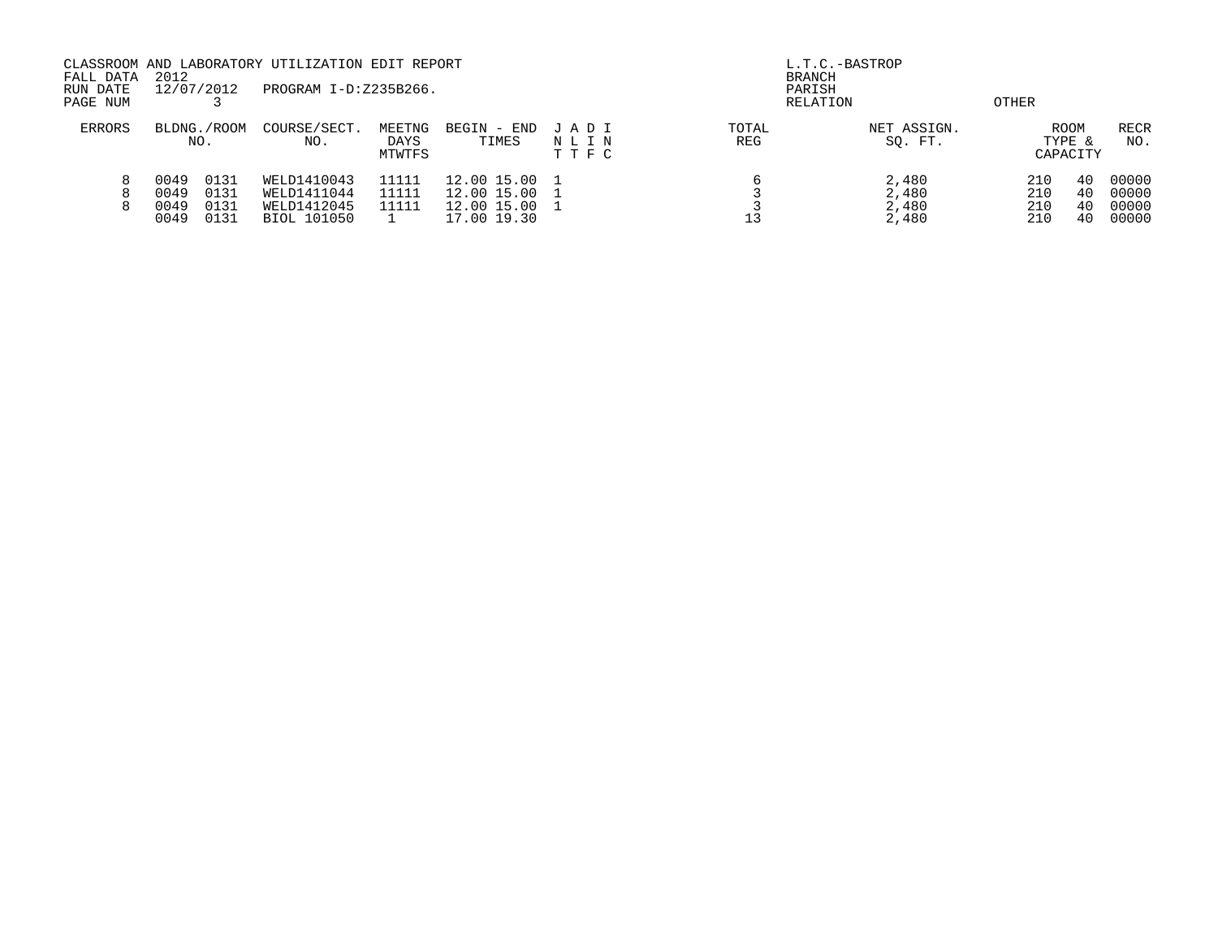CLASSROOM AND LABORATORY UTILIZATION EDIT REPORT
FALL DATA 2012
RUN DATE 12/07/2012 PROGRAM I-D:Z235B266.
PAGE NUM 3

L.T.C.-BASTROP
BRANCH
PARISH
RELATION OTHER

| ERRORS | BLDNG./ROOM NO. | | COURSE/SECT. NO. | MEETNG DAYS MTWTFS | BEGIN - END TIMES | | J N T | A L T | D I F | I N C | TOTAL REG | NET ASSIGN. SQ. FT. | ROOM TYPE & CAPACITY | | RECR NO. |
|---|---|---|---|---|---|---|---|---|---|---|---|---|---|---|---|
| 8 | 0049 | 0131 | WELD1410043 | 11111 | 12.00 | 15.00 | 1 | | | | 6 | 2,480 | 210 | 40 | 00000 |
| 8 | 0049 | 0131 | WELD1411044 | 11111 | 12.00 | 15.00 | 1 | | | | 3 | 2,480 | 210 | 40 | 00000 |
| 8 | 0049 | 0131 | WELD1412045 | 11111 | 12.00 | 15.00 | 1 | | | | 3 | 2,480 | 210 | 40 | 00000 |
| | 0049 | 0131 | BIOL 101050 | 1 | 17.00 | 19.30 | | | | | 13 | 2,480 | 210 | 40 | 00000 |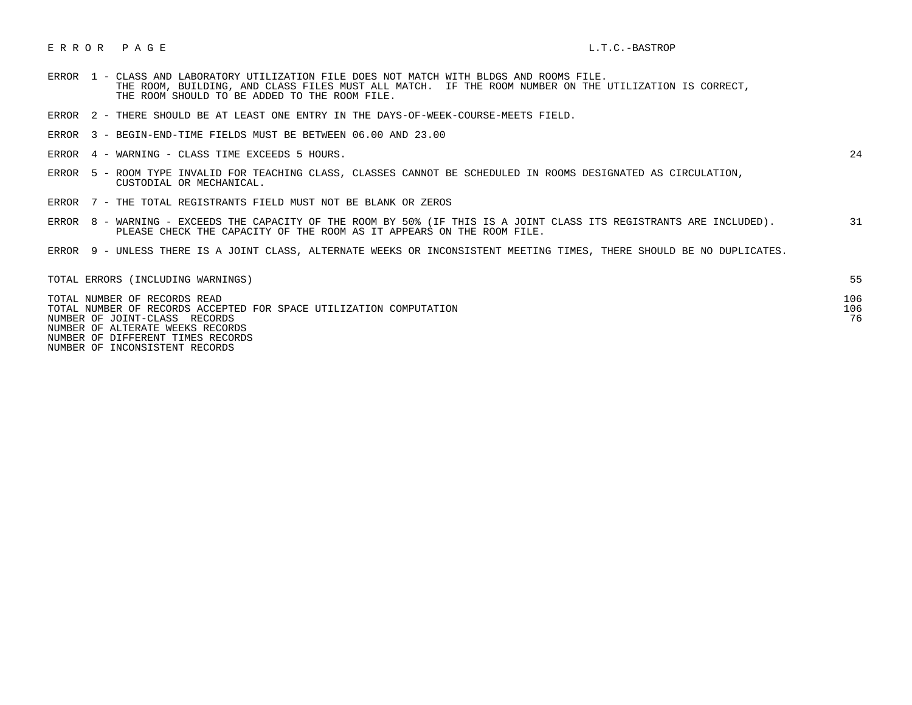E R R O R  P A G E  L.T.C.-BASTROP

| Error | Description | Count |
|---|---|---|
| ERROR 1 | CLASS AND LABORATORY UTILIZATION FILE DOES NOT MATCH WITH BLDGS AND ROOMS FILE. THE ROOM, BUILDING, AND CLASS FILES MUST ALL MATCH. IF THE ROOM NUMBER ON THE UTILIZATION IS CORRECT, THE ROOM SHOULD TO BE ADDED TO THE ROOM FILE. | |
| ERROR 2 | THERE SHOULD BE AT LEAST ONE ENTRY IN THE DAYS-OF-WEEK-COURSE-MEETS FIELD. | |
| ERROR 3 | BEGIN-END-TIME FIELDS MUST BE BETWEEN 06.00 AND 23.00 | |
| ERROR 4 | WARNING - CLASS TIME EXCEEDS 5 HOURS. | 24 |
| ERROR 5 | ROOM TYPE INVALID FOR TEACHING CLASS, CLASSES CANNOT BE SCHEDULED IN ROOMS DESIGNATED AS CIRCULATION, CUSTODIAL OR MECHANICAL. | |
| ERROR 7 | THE TOTAL REGISTRANTS FIELD MUST NOT BE BLANK OR ZEROS | |
| ERROR 8 | WARNING - EXCEEDS THE CAPACITY OF THE ROOM BY 50% (IF THIS IS A JOINT CLASS ITS REGISTRANTS ARE INCLUDED). PLEASE CHECK THE CAPACITY OF THE ROOM AS IT APPEARS ON THE ROOM FILE. | 31 |
| ERROR 9 | UNLESS THERE IS A JOINT CLASS, ALTERNATE WEEKS OR INCONSISTENT MEETING TIMES, THERE SHOULD BE NO DUPLICATES. | |

| Summary | Count |
|---|---|
| TOTAL ERRORS (INCLUDING WARNINGS) | 55 |
| TOTAL NUMBER OF RECORDS READ | 106 |
| TOTAL NUMBER OF RECORDS ACCEPTED FOR SPACE UTILIZATION COMPUTATION | 106 |
| NUMBER OF JOINT-CLASS RECORDS | 76 |
| NUMBER OF ALTERATE WEEKS RECORDS | |
| NUMBER OF DIFFERENT TIMES RECORDS | |
| NUMBER OF INCONSISTENT RECORDS | |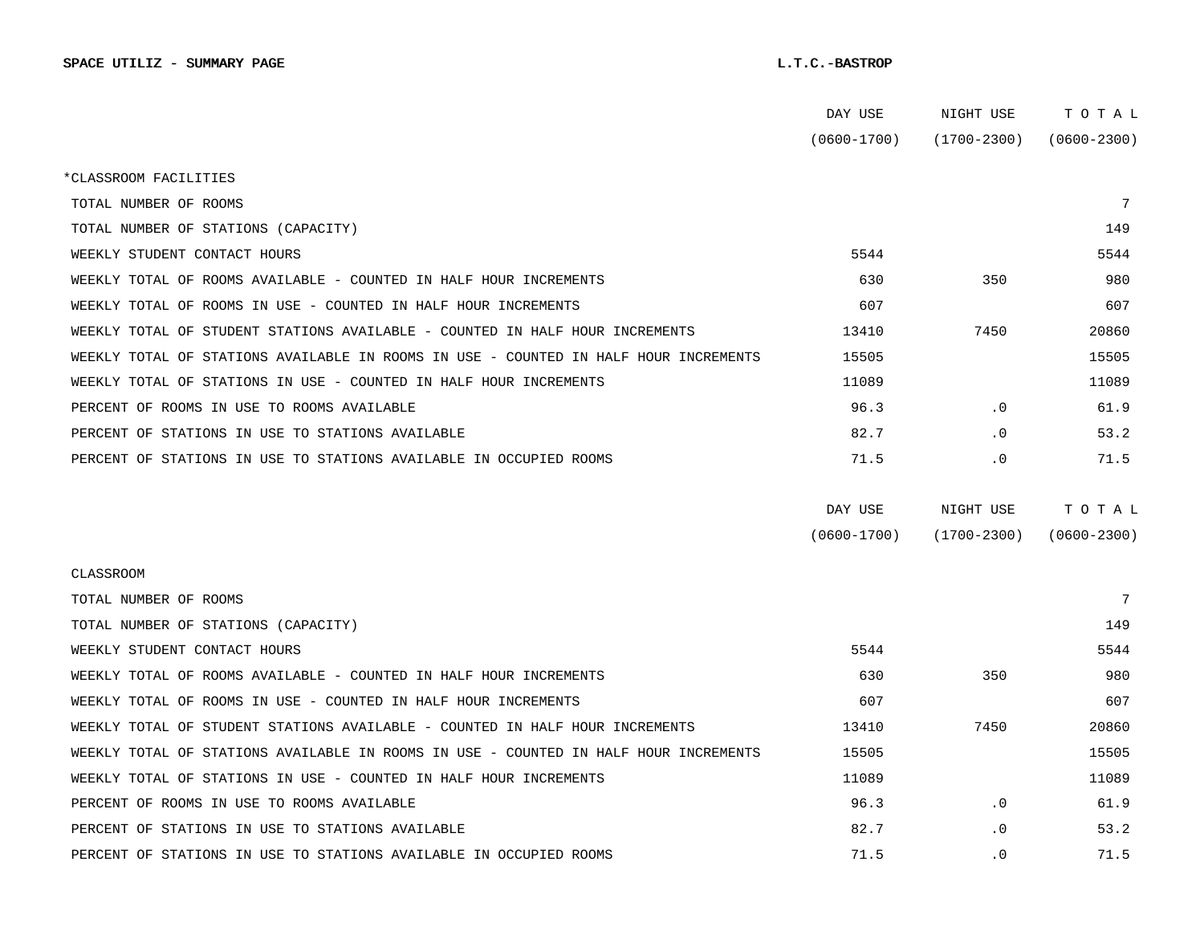**SPACE UTILIZ - SUMMARY PAGE** **L.T.C.-BASTROP**

| | DAY USE (0600-1700) | NIGHT USE (1700-2300) | T O T A L (0600-2300) |
|---|---|---|---|
| *CLASSROOM FACILITIES | | | |
| TOTAL NUMBER OF ROOMS | | | 7 |
| TOTAL NUMBER OF STATIONS (CAPACITY) | | | 149 |
| WEEKLY STUDENT CONTACT HOURS | 5544 | | 5544 |
| WEEKLY TOTAL OF ROOMS AVAILABLE - COUNTED IN HALF HOUR INCREMENTS | 630 | 350 | 980 |
| WEEKLY TOTAL OF ROOMS IN USE - COUNTED IN HALF HOUR INCREMENTS | 607 | | 607 |
| WEEKLY TOTAL OF STUDENT STATIONS AVAILABLE - COUNTED IN HALF HOUR INCREMENTS | 13410 | 7450 | 20860 |
| WEEKLY TOTAL OF STATIONS AVAILABLE IN ROOMS IN USE - COUNTED IN HALF HOUR INCREMENTS | 15505 | | 15505 |
| WEEKLY TOTAL OF STATIONS IN USE - COUNTED IN HALF HOUR INCREMENTS | 11089 | | 11089 |
| PERCENT OF ROOMS IN USE TO ROOMS AVAILABLE | 96.3 | .0 | 61.9 |
| PERCENT OF STATIONS IN USE TO STATIONS AVAILABLE | 82.7 | .0 | 53.2 |
| PERCENT OF STATIONS IN USE TO STATIONS AVAILABLE IN OCCUPIED ROOMS | 71.5 | .0 | 71.5 |

| | DAY USE (0600-1700) | NIGHT USE (1700-2300) | T O T A L (0600-2300) |
|---|---|---|---|
| CLASSROOM | | | |
| TOTAL NUMBER OF ROOMS | | | 7 |
| TOTAL NUMBER OF STATIONS (CAPACITY) | | | 149 |
| WEEKLY STUDENT CONTACT HOURS | 5544 | | 5544 |
| WEEKLY TOTAL OF ROOMS AVAILABLE - COUNTED IN HALF HOUR INCREMENTS | 630 | 350 | 980 |
| WEEKLY TOTAL OF ROOMS IN USE - COUNTED IN HALF HOUR INCREMENTS | 607 | | 607 |
| WEEKLY TOTAL OF STUDENT STATIONS AVAILABLE - COUNTED IN HALF HOUR INCREMENTS | 13410 | 7450 | 20860 |
| WEEKLY TOTAL OF STATIONS AVAILABLE IN ROOMS IN USE - COUNTED IN HALF HOUR INCREMENTS | 15505 | | 15505 |
| WEEKLY TOTAL OF STATIONS IN USE - COUNTED IN HALF HOUR INCREMENTS | 11089 | | 11089 |
| PERCENT OF ROOMS IN USE TO ROOMS AVAILABLE | 96.3 | .0 | 61.9 |
| PERCENT OF STATIONS IN USE TO STATIONS AVAILABLE | 82.7 | .0 | 53.2 |
| PERCENT OF STATIONS IN USE TO STATIONS AVAILABLE IN OCCUPIED ROOMS | 71.5 | .0 | 71.5 |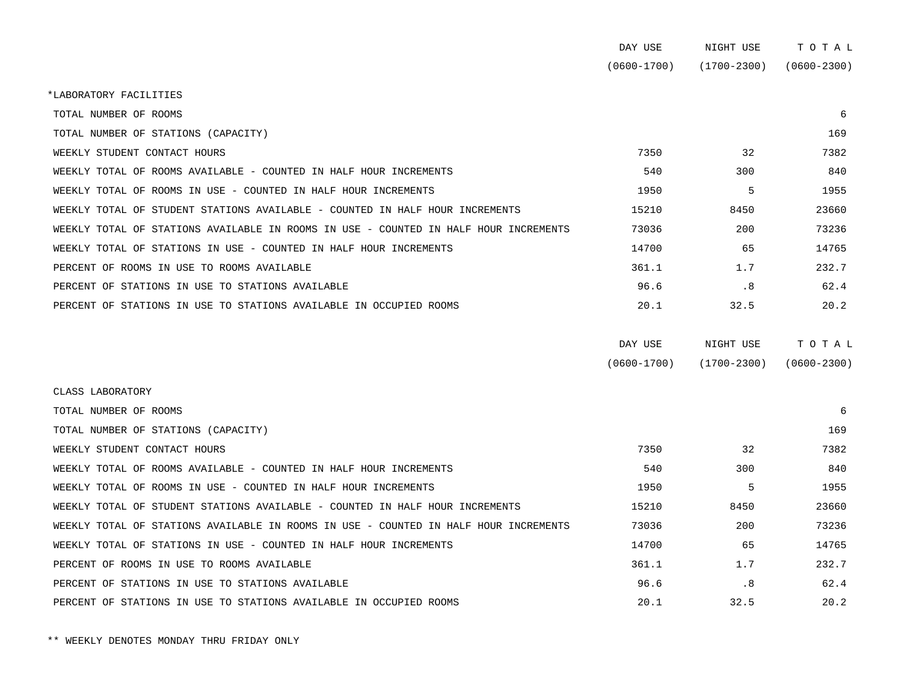| | DAY USE (0600-1700) | NIGHT USE (1700-2300) | T O T A L (0600-2300) |
|---|---|---|---|
| *LABORATORY FACILITIES | | | |
| TOTAL NUMBER OF ROOMS | | | 6 |
| TOTAL NUMBER OF STATIONS (CAPACITY) | | | 169 |
| WEEKLY STUDENT CONTACT HOURS | 7350 | 32 | 7382 |
| WEEKLY TOTAL OF ROOMS AVAILABLE - COUNTED IN HALF HOUR INCREMENTS | 540 | 300 | 840 |
| WEEKLY TOTAL OF ROOMS IN USE - COUNTED IN HALF HOUR INCREMENTS | 1950 | 5 | 1955 |
| WEEKLY TOTAL OF STUDENT STATIONS AVAILABLE - COUNTED IN HALF HOUR INCREMENTS | 15210 | 8450 | 23660 |
| WEEKLY TOTAL OF STATIONS AVAILABLE IN ROOMS IN USE - COUNTED IN HALF HOUR INCREMENTS | 73036 | 200 | 73236 |
| WEEKLY TOTAL OF STATIONS IN USE - COUNTED IN HALF HOUR INCREMENTS | 14700 | 65 | 14765 |
| PERCENT OF ROOMS IN USE TO ROOMS AVAILABLE | 361.1 | 1.7 | 232.7 |
| PERCENT OF STATIONS IN USE TO STATIONS AVAILABLE | 96.6 | .8 | 62.4 |
| PERCENT OF STATIONS IN USE TO STATIONS AVAILABLE IN OCCUPIED ROOMS | 20.1 | 32.5 | 20.2 |

| | DAY USE (0600-1700) | NIGHT USE (1700-2300) | T O T A L (0600-2300) |
|---|---|---|---|
| CLASS LABORATORY | | | |
| TOTAL NUMBER OF ROOMS | | | 6 |
| TOTAL NUMBER OF STATIONS (CAPACITY) | | | 169 |
| WEEKLY STUDENT CONTACT HOURS | 7350 | 32 | 7382 |
| WEEKLY TOTAL OF ROOMS AVAILABLE - COUNTED IN HALF HOUR INCREMENTS | 540 | 300 | 840 |
| WEEKLY TOTAL OF ROOMS IN USE - COUNTED IN HALF HOUR INCREMENTS | 1950 | 5 | 1955 |
| WEEKLY TOTAL OF STUDENT STATIONS AVAILABLE - COUNTED IN HALF HOUR INCREMENTS | 15210 | 8450 | 23660 |
| WEEKLY TOTAL OF STATIONS AVAILABLE IN ROOMS IN USE - COUNTED IN HALF HOUR INCREMENTS | 73036 | 200 | 73236 |
| WEEKLY TOTAL OF STATIONS IN USE - COUNTED IN HALF HOUR INCREMENTS | 14700 | 65 | 14765 |
| PERCENT OF ROOMS IN USE TO ROOMS AVAILABLE | 361.1 | 1.7 | 232.7 |
| PERCENT OF STATIONS IN USE TO STATIONS AVAILABLE | 96.6 | .8 | 62.4 |
| PERCENT OF STATIONS IN USE TO STATIONS AVAILABLE IN OCCUPIED ROOMS | 20.1 | 32.5 | 20.2 |

** WEEKLY DENOTES MONDAY THRU FRIDAY ONLY